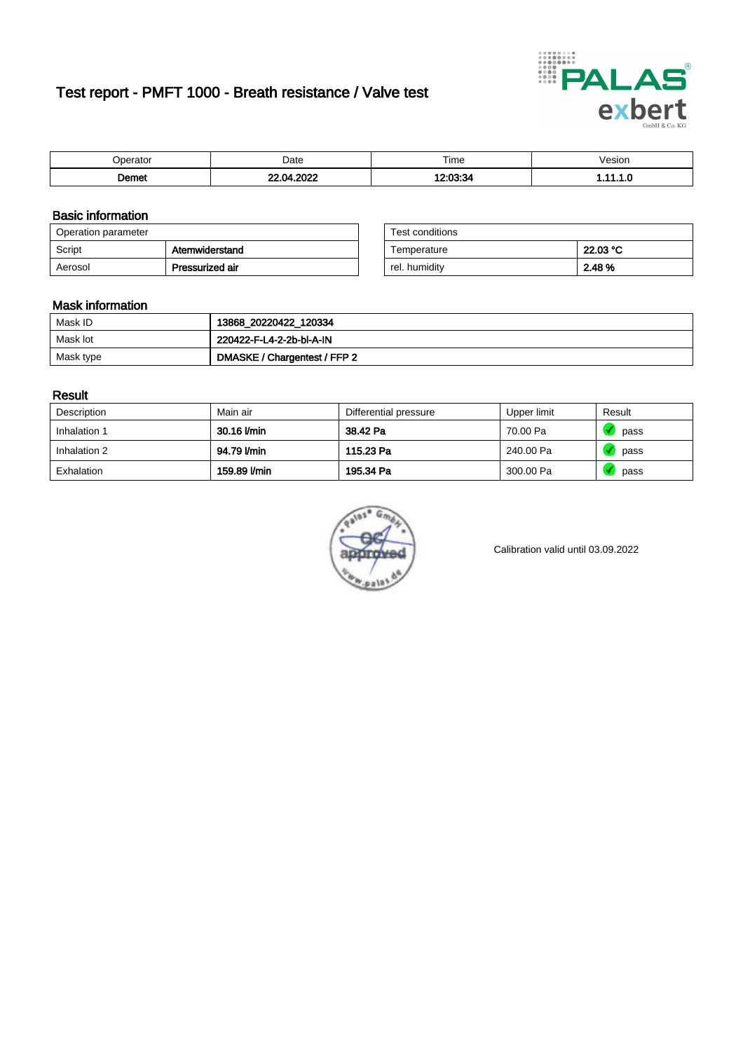# Test report - PMFT 1000 - Breath resistance / Valve test

| Operator | Date | Time | Vesion |
|---|---|---|---|
| **Demet** | **22.04.2022** | **12:03:34** | **1.11.1.0** |

## Basic information

| Operation parameter | |
|---|---|
| Script | **Atemwiderstand** |
| Aerosol | **Pressurized air** |

| Test conditions | |
|---|---|
| Temperature | **22.03 °C** |
| rel. humidity | **2.48 %** |

## Mask information

| | |
|---|---|
| Mask ID | **13868_20220422_120334** |
| Mask lot | **220422-F-L4-2-2b-bl-A-IN** |
| Mask type | **DMASKE / Chargentest / FFP 2** |

## Result

| Description | Main air | Differential pressure | Upper limit | Result |
|---|---|---|---|---|
| Inhalation 1 | **30.16 l/min** | **38.42 Pa** | 70.00 Pa | pass |
| Inhalation 2 | **94.79 l/min** | **115.23 Pa** | 240.00 Pa | pass |
| Exhalation | **159.89 l/min** | **195.34 Pa** | 300.00 Pa | pass |

Calibration valid until 03.09.2022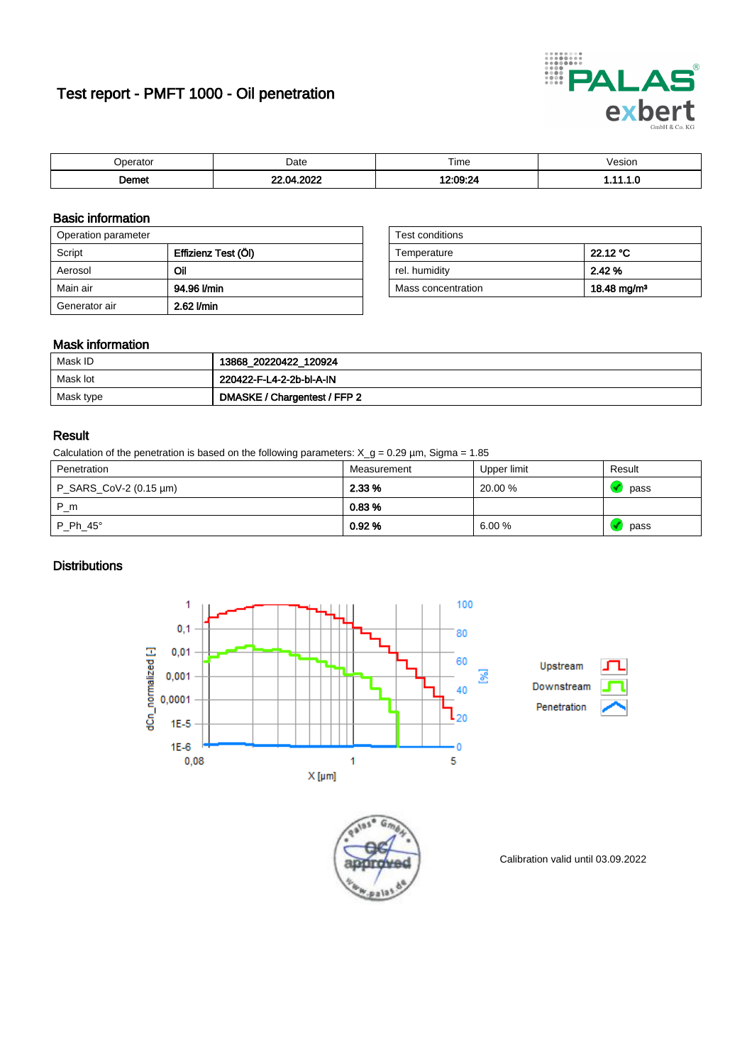# Test report - PMFT 1000 - Oil penetration

| Operator | Date | Time | Vesion |
|---|---|---|---|
| **Demet** | **22.04.2022** | **12:09:24** | **1.11.1.0** |

## Basic information

| Operation parameter | |
|---|---|
| Script | **Effizienz Test (Öl)** |
| Aerosol | **Oil** |
| Main air | **94.96 l/min** |
| Generator air | **2.62 l/min** |

| Test conditions | |
|---|---|
| Temperature | **22.12 °C** |
| rel. humidity | **2.42 %** |
| Mass concentration | **18.48 mg/m³** |

## Mask information

| | |
|---|---|
| Mask ID | **13868_20220422_120924** |
| Mask lot | **220422-F-L4-2-2b-bl-A-IN** |
| Mask type | **DMASKE / Chargentest / FFP 2** |

## Result

Calculation of the penetration is based on the following parameters: X_g = 0.29 µm, Sigma = 1.85

| Penetration | Measurement | Upper limit | Result |
|---|---|---|---|
| P_SARS_CoV-2 (0.15 µm) | **2.33 %** | 20.00 % | pass |
| P_m | **0.83 %** | | |
| P_Ph_45° | **0.92 %** | 6.00 % | pass |

## Distributions

dCn_normalized [-]

1
0,1
0,01
0,001
0,0001
1E-5
1E-6

[%]

100
80
60
40
20
0

0,08
1
5

X [µm]

Upstream
Downstream
Penetration

Calibration valid until 03.09.2022